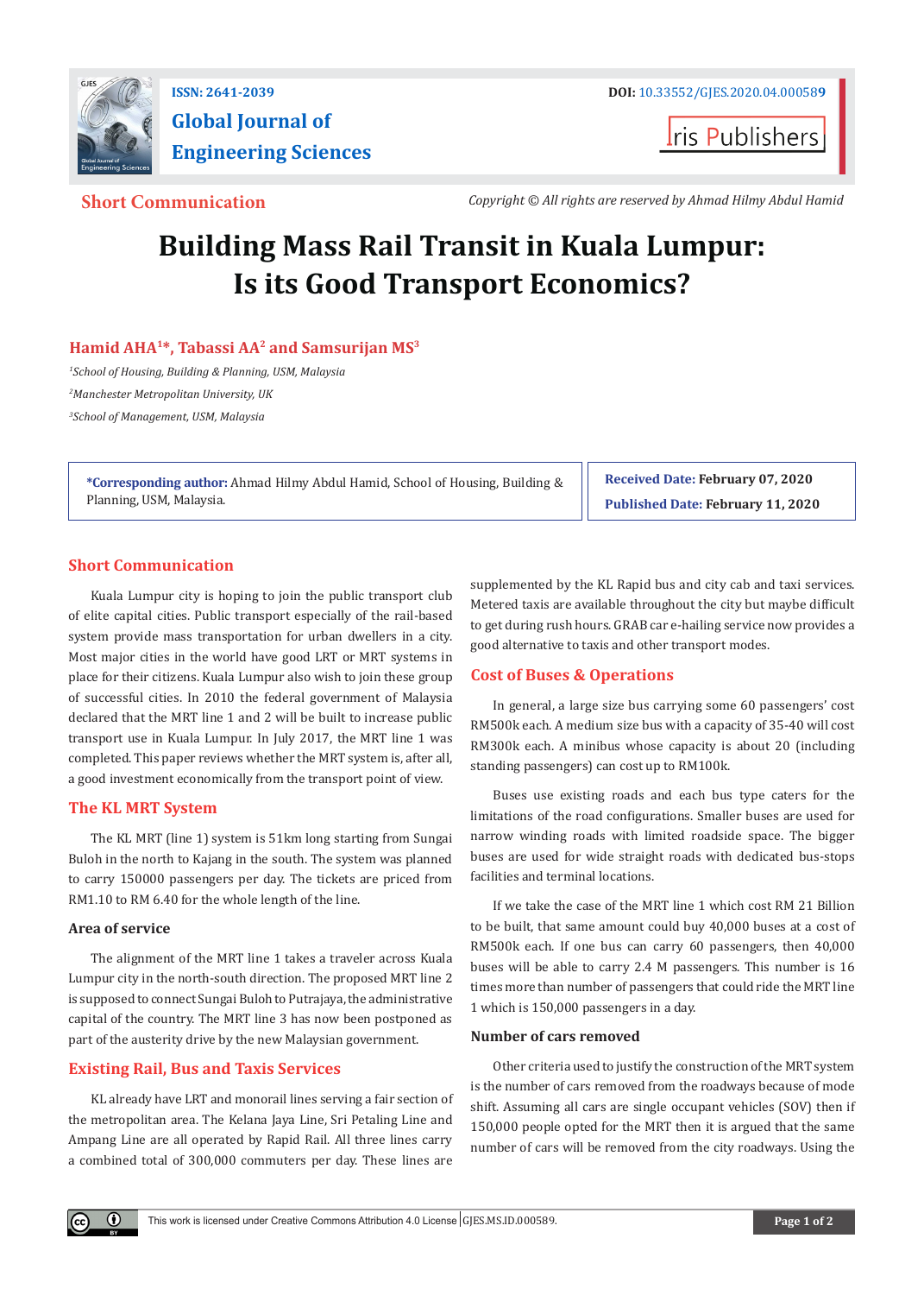Short Communication

Copyright © All rights are reserved by Ahmad Hilmy Abdul Hamid

# Building Mass Rail Transit in Kuala Lumpur: Is its Good Transport Economics?

**Hamid AHA[1]*, Tabassi AA[2] and Samsurijan MS[3]**

[1]*School of Housing, Building & Planning, USM, Malaysia*

[2]*Manchester Metropolitan University, UK*

[3]*School of Management, USM, Malaysia*

**\*Corresponding author:** Ahmad Hilmy Abdul Hamid, School of Housing, Building & Planning, USM, Malaysia.

**Received Date:** February 07, 2020

**Published Date:** February 11, 2020

## Short Communication

Kuala Lumpur city is hoping to join the public transport club of elite capital cities. Public transport especially of the rail-based system provide mass transportation for urban dwellers in a city. Most major cities in the world have good LRT or MRT systems in place for their citizens. Kuala Lumpur also wish to join these group of successful cities. In 2010 the federal government of Malaysia declared that the MRT line 1 and 2 will be built to increase public transport use in Kuala Lumpur. In July 2017, the MRT line 1 was completed. This paper reviews whether the MRT system is, after all, a good investment economically from the transport point of view.

## The KL MRT System

The KL MRT (line 1) system is 51km long starting from Sungai Buloh in the north to Kajang in the south. The system was planned to carry 150000 passengers per day. The tickets are priced from RM1.10 to RM 6.40 for the whole length of the line.

### Area of service

The alignment of the MRT line 1 takes a traveler across Kuala Lumpur city in the north-south direction. The proposed MRT line 2 is supposed to connect Sungai Buloh to Putrajaya, the administrative capital of the country. The MRT line 3 has now been postponed as part of the austerity drive by the new Malaysian government.

## Existing Rail, Bus and Taxis Services

KL already have LRT and monorail lines serving a fair section of the metropolitan area. The Kelana Jaya Line, Sri Petaling Line and Ampang Line are all operated by Rapid Rail. All three lines carry a combined total of 300,000 commuters per day. These lines are supplemented by the KL Rapid bus and city cab and taxi services. Metered taxis are available throughout the city but maybe difficult to get during rush hours. GRAB car e-hailing service now provides a good alternative to taxis and other transport modes.

## Cost of Buses & Operations

In general, a large size bus carrying some 60 passengers' cost RM500k each. A medium size bus with a capacity of 35-40 will cost RM300k each. A minibus whose capacity is about 20 (including standing passengers) can cost up to RM100k.

Buses use existing roads and each bus type caters for the limitations of the road configurations. Smaller buses are used for narrow winding roads with limited roadside space. The bigger buses are used for wide straight roads with dedicated bus-stops facilities and terminal locations.

If we take the case of the MRT line 1 which cost RM 21 Billion to be built, that same amount could buy 40,000 buses at a cost of RM500k each. If one bus can carry 60 passengers, then 40,000 buses will be able to carry 2.4 M passengers. This number is 16 times more than number of passengers that could ride the MRT line 1 which is 150,000 passengers in a day.

### Number of cars removed

Other criteria used to justify the construction of the MRT system is the number of cars removed from the roadways because of mode shift. Assuming all cars are single occupant vehicles (SOV) then if 150,000 people opted for the MRT then it is argued that the same number of cars will be removed from the city roadways. Using the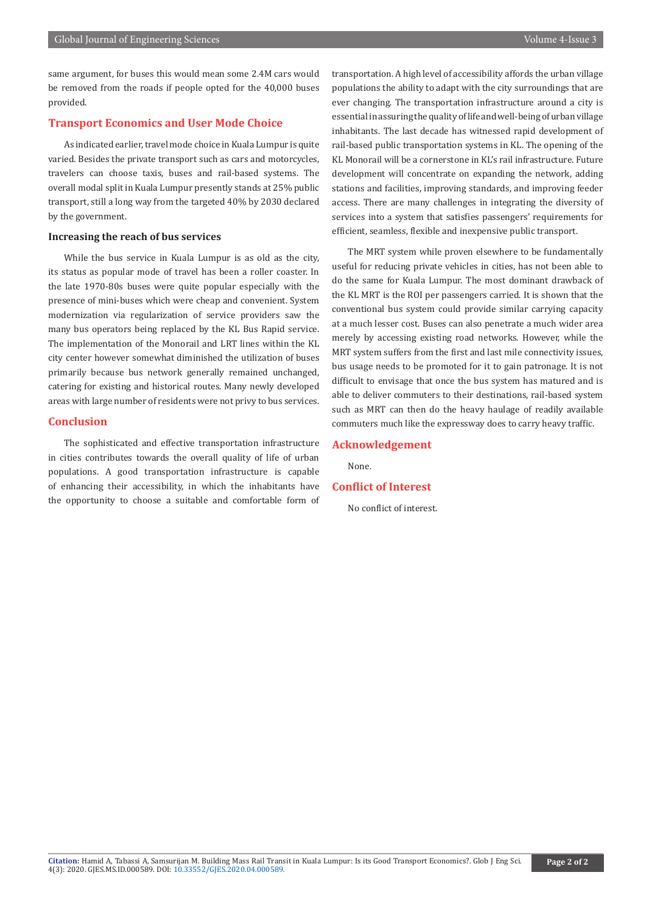same argument, for buses this would mean some 2.4M cars would be removed from the roads if people opted for the 40,000 buses provided.

## Transport Economics and User Mode Choice

As indicated earlier, travel mode choice in Kuala Lumpur is quite varied. Besides the private transport such as cars and motorcycles, travelers can choose taxis, buses and rail-based systems. The overall modal split in Kuala Lumpur presently stands at 25% public transport, still a long way from the targeted 40% by 2030 declared by the government.

### Increasing the reach of bus services

While the bus service in Kuala Lumpur is as old as the city, its status as popular mode of travel has been a roller coaster. In the late 1970-80s buses were quite popular especially with the presence of mini-buses which were cheap and convenient. System modernization via regularization of service providers saw the many bus operators being replaced by the KL Bus Rapid service. The implementation of the Monorail and LRT lines within the KL city center however somewhat diminished the utilization of buses primarily because bus network generally remained unchanged, catering for existing and historical routes. Many newly developed areas with large number of residents were not privy to bus services.

## Conclusion

The sophisticated and effective transportation infrastructure in cities contributes towards the overall quality of life of urban populations. A good transportation infrastructure is capable of enhancing their accessibility, in which the inhabitants have the opportunity to choose a suitable and comfortable form of transportation. A high level of accessibility affords the urban village populations the ability to adapt with the city surroundings that are ever changing. The transportation infrastructure around a city is essential in assuring the quality of life and well-being of urban village inhabitants. The last decade has witnessed rapid development of rail-based public transportation systems in KL. The opening of the KL Monorail will be a cornerstone in KL's rail infrastructure. Future development will concentrate on expanding the network, adding stations and facilities, improving standards, and improving feeder access. There are many challenges in integrating the diversity of services into a system that satisfies passengers' requirements for efficient, seamless, flexible and inexpensive public transport.

The MRT system while proven elsewhere to be fundamentally useful for reducing private vehicles in cities, has not been able to do the same for Kuala Lumpur. The most dominant drawback of the KL MRT is the ROI per passengers carried. It is shown that the conventional bus system could provide similar carrying capacity at a much lesser cost. Buses can also penetrate a much wider area merely by accessing existing road networks. However, while the MRT system suffers from the first and last mile connectivity issues, bus usage needs to be promoted for it to gain patronage. It is not difficult to envisage that once the bus system has matured and is able to deliver commuters to their destinations, rail-based system such as MRT can then do the heavy haulage of readily available commuters much like the expressway does to carry heavy traffic.

## Acknowledgement

None.

## Conflict of Interest

No conflict of interest.